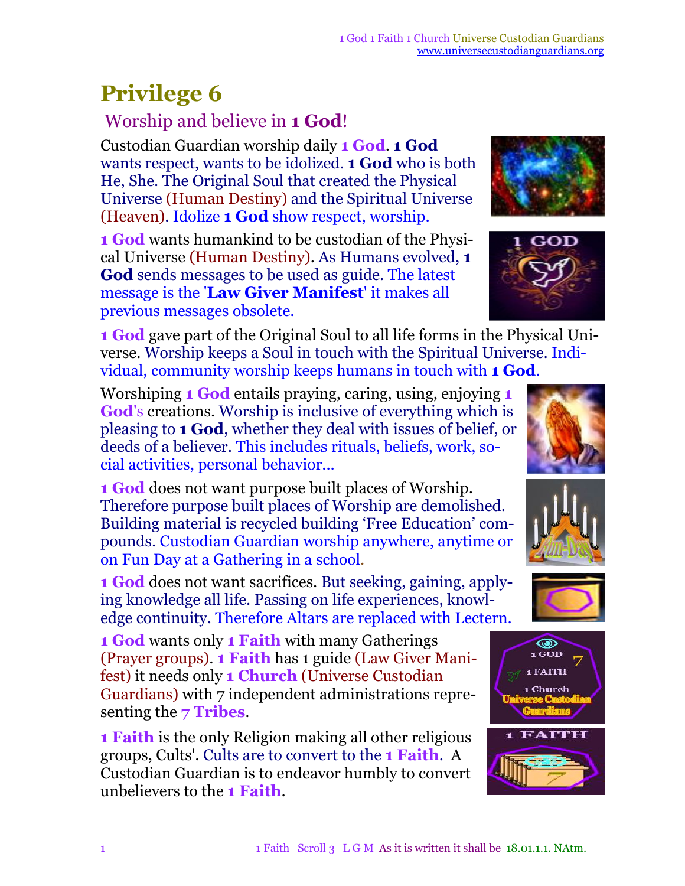# Privilege 6

## Worship and believe in **1 God**!

Custodian Guardian worship daily **1 God**. **1 God** wants respect, wants to be idolized. **1 God** who is both He, She. The Original Soul that created the Physical Universe (Human Destiny) and the Spiritual Universe (Heaven). Idolize **1 God** show respect, worship.

**1 God** wants humankind to be custodian of the Physical Universe (Human Destiny). As Humans evolved, **1 God** sends messages to be used as guide. The latest message is the '**Law Giver Manifest**' it makes all previous messages obsolete.

**1 God** gave part of the Original Soul to all life forms in the Physical Universe. Worship keeps a Soul in touch with the Spiritual Universe. Individual, community worship keeps humans in touch with **1 God**.

Worshiping **1 God** entails praying, caring, using, enjoying **1 God**'s creations. Worship is inclusive of everything which is pleasing to **1 God**, whether they deal with issues of belief, or deeds of a believer. This includes rituals, beliefs, work, social activities, personal behavior...

**1 God** does not want purpose built places of Worship. Therefore purpose built places of Worship are demolished. Building material is recycled building 'Free Education' compounds. Custodian Guardian worship anywhere, anytime or on Fun Day at a Gathering in a school.

**1 God** does not want sacrifices. But seeking, gaining, applying knowledge all life. Passing on life experiences, knowledge continuity. Therefore Altars are replaced with Lectern.

**1 God** wants only **1 Faith** with many Gatherings (Prayer groups). **1 Faith** has 1 guide (Law Giver Manifest) it needs only **1 Church** (Universe Custodian Guardians) with 7 independent administrations representing the **7 Tribes**.

**1 Faith** is the only Religion making all other religious groups, Cults'. Cults are to convert to the **1 Faith**. A Custodian Guardian is to endeavor humbly to convert unbelievers to the **1 Faith**.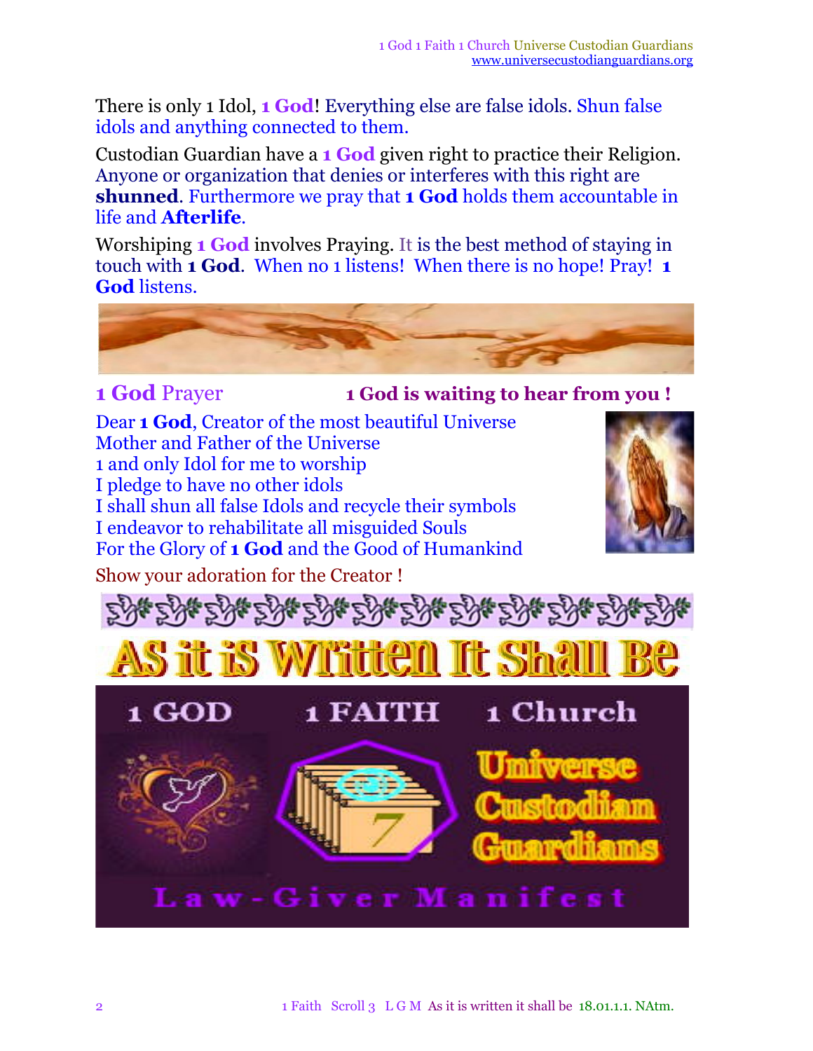There is only 1 Idol, **1 God**! Everything else are false idols. Shun false idols and anything connected to them.

Custodian Guardian have a **1 God** given right to practice their Religion. Anyone or organization that denies or interferes with this right are **shunned**. Furthermore we pray that **1 God** holds them accountable in life and **Afterlife**.

Worshiping **1 God** involves Praying. It is the best method of staying in touch with **1 God**. When no 1 listens! When there is no hope! Pray! **1 God** listens.

## 1 God Prayer

**1 God is waiting to hear from you !**

Dear **1 God**, Creator of the most beautiful Universe
Mother and Father of the Universe
1 and only Idol for me to worship
I pledge to have no other idols
I shall shun all false Idols and recycle their symbols
I endeavor to rehabilitate all misguided Souls
For the Glory of **1 God** and the Good of Humankind

Show your adoration for the Creator !

**AS it iS Written It Shall Be**

1 GOD 1 FAITH 1 Church

Universe Custodian Guardians

Law-Giver Manifest